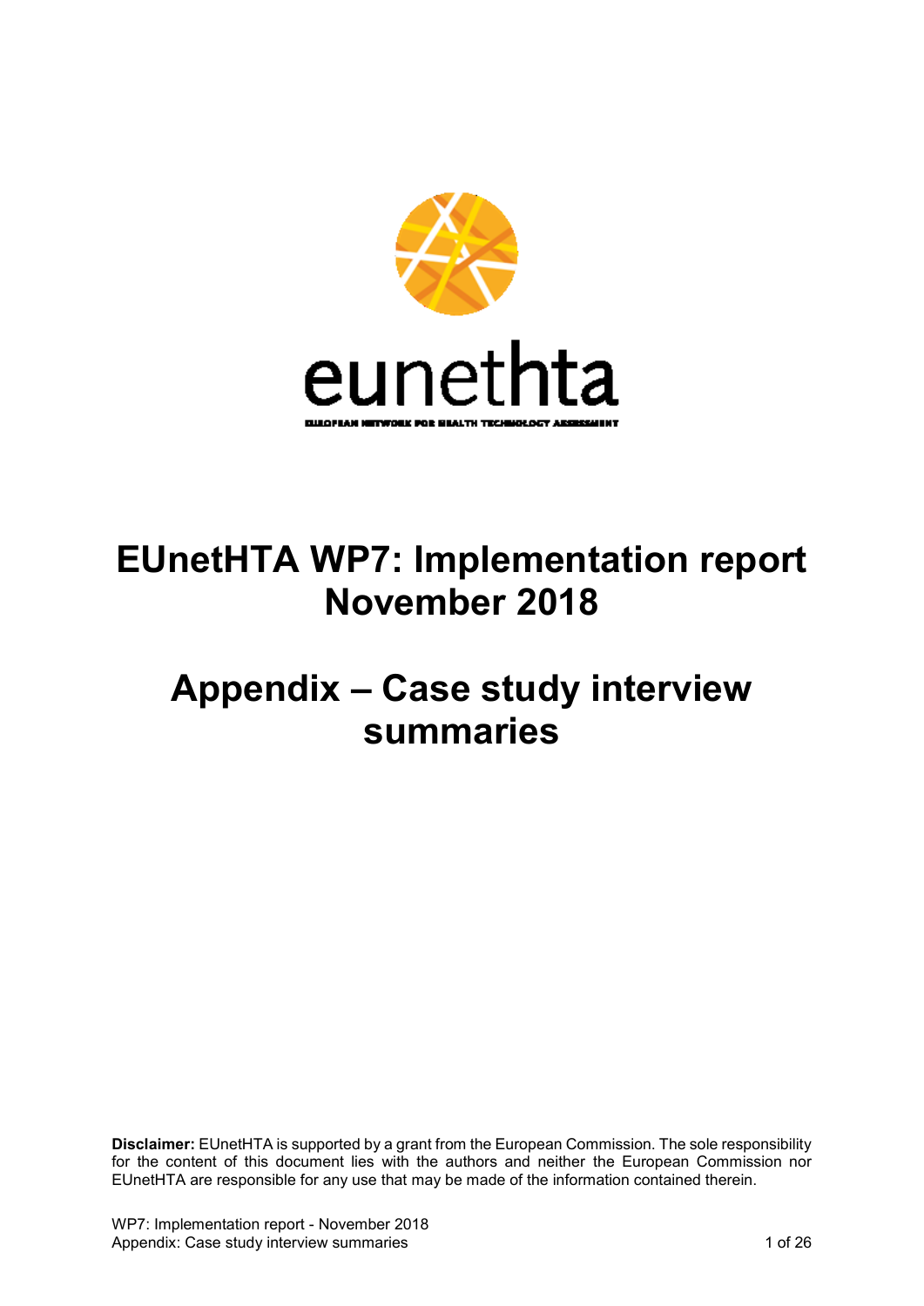# EUnetHTA WP7: Implementation report November 2018

# Appendix – Case study interview summaries

**Disclaimer:** EUnetHTA is supported by a grant from the European Commission. The sole responsibility for the content of this document lies with the authors and neither the European Commission nor EUnetHTA are responsible for any use that may be made of the information contained therein.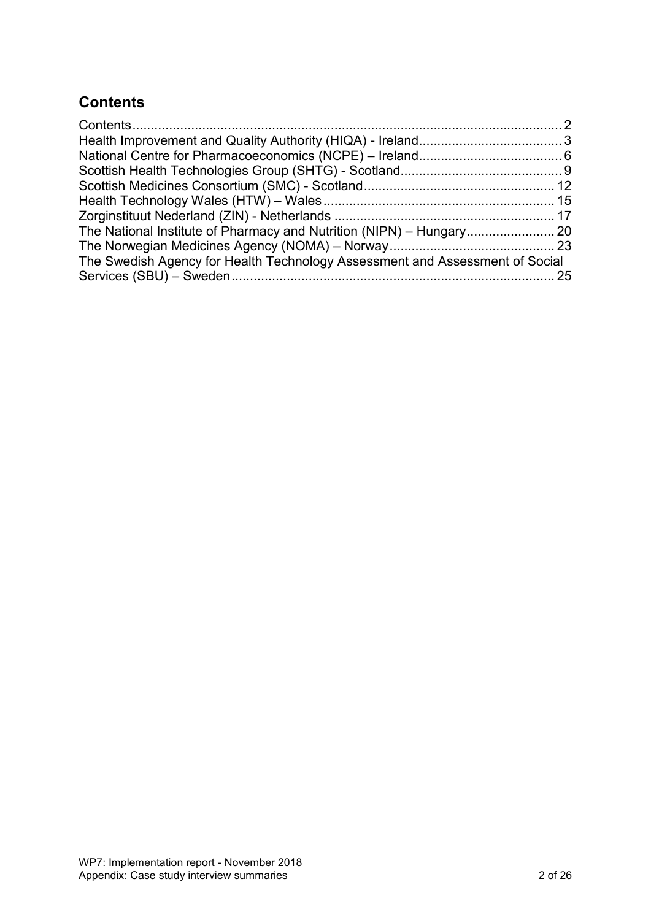## Contents

Contents ..... 2
Health Improvement and Quality Authority (HIQA) - Ireland ..... 3
National Centre for Pharmacoeconomics (NCPE) – Ireland ..... 6
Scottish Health Technologies Group (SHTG) - Scotland ..... 9
Scottish Medicines Consortium (SMC) - Scotland ..... 12
Health Technology Wales (HTW) – Wales ..... 15
Zorginstituut Nederland (ZIN) - Netherlands ..... 17
The National Institute of Pharmacy and Nutrition (NIPN) – Hungary ..... 20
The Norwegian Medicines Agency (NOMA) – Norway ..... 23
The Swedish Agency for Health Technology Assessment and Assessment of Social Services (SBU) – Sweden ..... 25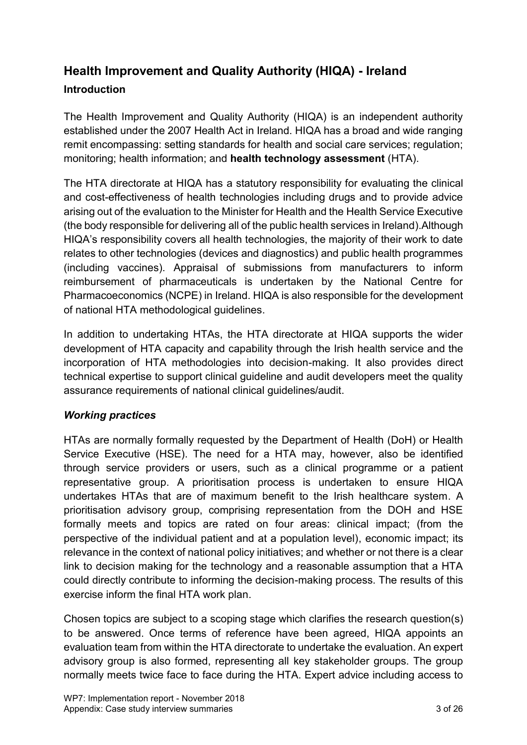## Health Improvement and Quality Authority (HIQA) - Ireland

### Introduction

The Health Improvement and Quality Authority (HIQA) is an independent authority established under the 2007 Health Act in Ireland. HIQA has a broad and wide ranging remit encompassing: setting standards for health and social care services; regulation; monitoring; health information; and **health technology assessment** (HTA).

The HTA directorate at HIQA has a statutory responsibility for evaluating the clinical and cost-effectiveness of health technologies including drugs and to provide advice arising out of the evaluation to the Minister for Health and the Health Service Executive (the body responsible for delivering all of the public health services in Ireland).Although HIQA's responsibility covers all health technologies, the majority of their work to date relates to other technologies (devices and diagnostics) and public health programmes (including vaccines). Appraisal of submissions from manufacturers to inform reimbursement of pharmaceuticals is undertaken by the National Centre for Pharmacoeconomics (NCPE) in Ireland. HIQA is also responsible for the development of national HTA methodological guidelines.

In addition to undertaking HTAs, the HTA directorate at HIQA supports the wider development of HTA capacity and capability through the Irish health service and the incorporation of HTA methodologies into decision-making. It also provides direct technical expertise to support clinical guideline and audit developers meet the quality assurance requirements of national clinical guidelines/audit.

### *Working practices*

HTAs are normally formally requested by the Department of Health (DoH) or Health Service Executive (HSE). The need for a HTA may, however, also be identified through service providers or users, such as a clinical programme or a patient representative group. A prioritisation process is undertaken to ensure HIQA undertakes HTAs that are of maximum benefit to the Irish healthcare system. A prioritisation advisory group, comprising representation from the DOH and HSE formally meets and topics are rated on four areas: clinical impact; (from the perspective of the individual patient and at a population level), economic impact; its relevance in the context of national policy initiatives; and whether or not there is a clear link to decision making for the technology and a reasonable assumption that a HTA could directly contribute to informing the decision-making process. The results of this exercise inform the final HTA work plan.

Chosen topics are subject to a scoping stage which clarifies the research question(s) to be answered. Once terms of reference have been agreed, HIQA appoints an evaluation team from within the HTA directorate to undertake the evaluation. An expert advisory group is also formed, representing all key stakeholder groups. The group normally meets twice face to face during the HTA. Expert advice including access to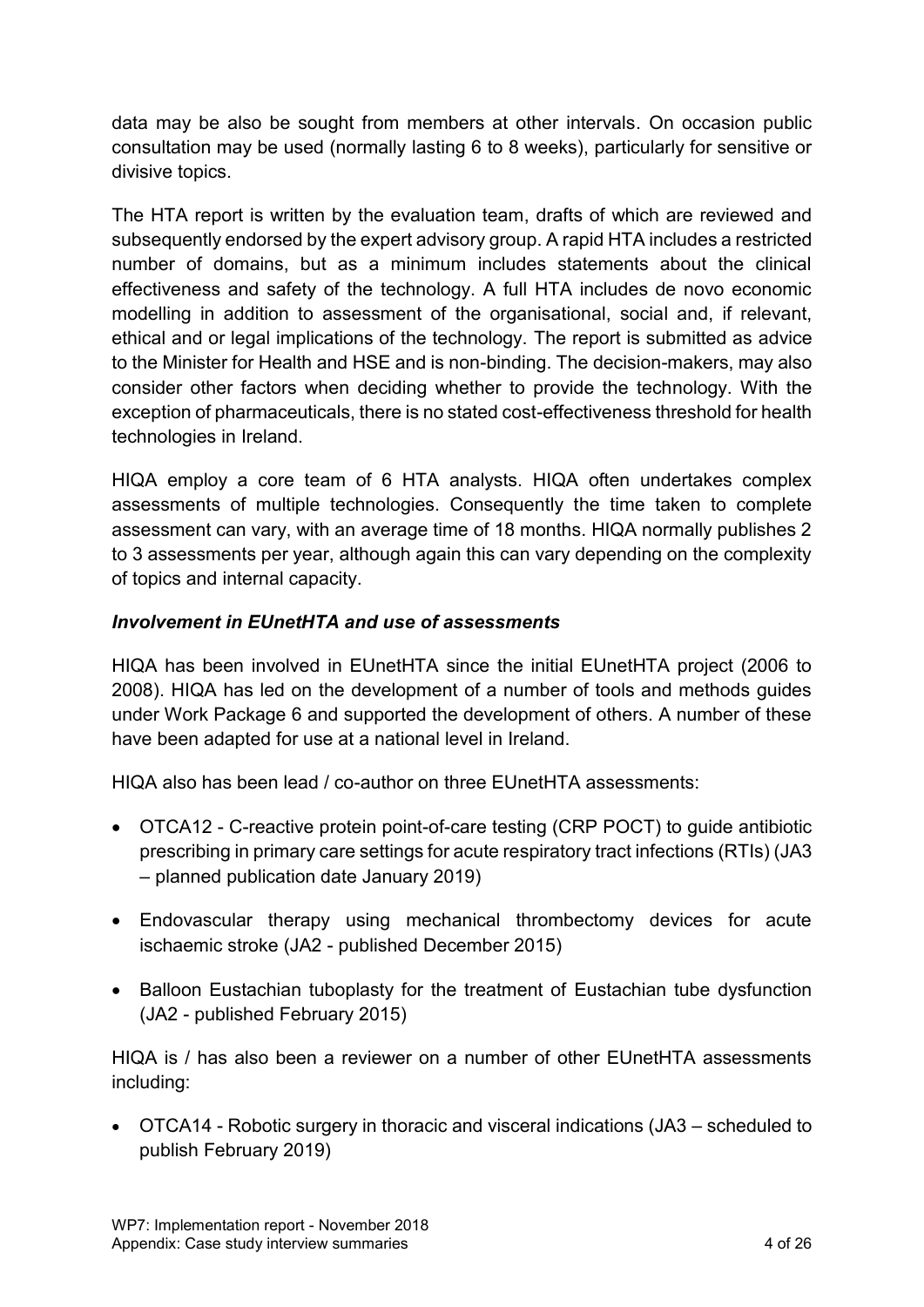data may be also be sought from members at other intervals. On occasion public consultation may be used (normally lasting 6 to 8 weeks), particularly for sensitive or divisive topics.

The HTA report is written by the evaluation team, drafts of which are reviewed and subsequently endorsed by the expert advisory group. A rapid HTA includes a restricted number of domains, but as a minimum includes statements about the clinical effectiveness and safety of the technology. A full HTA includes de novo economic modelling in addition to assessment of the organisational, social and, if relevant, ethical and or legal implications of the technology. The report is submitted as advice to the Minister for Health and HSE and is non-binding. The decision-makers, may also consider other factors when deciding whether to provide the technology. With the exception of pharmaceuticals, there is no stated cost-effectiveness threshold for health technologies in Ireland.

HIQA employ a core team of 6 HTA analysts. HIQA often undertakes complex assessments of multiple technologies. Consequently the time taken to complete assessment can vary, with an average time of 18 months. HIQA normally publishes 2 to 3 assessments per year, although again this can vary depending on the complexity of topics and internal capacity.

### *Involvement in EUnetHTA and use of assessments*

HIQA has been involved in EUnetHTA since the initial EUnetHTA project (2006 to 2008). HIQA has led on the development of a number of tools and methods guides under Work Package 6 and supported the development of others. A number of these have been adapted for use at a national level in Ireland.

HIQA also has been lead / co-author on three EUnetHTA assessments:

- OTCA12 - C-reactive protein point-of-care testing (CRP POCT) to guide antibiotic prescribing in primary care settings for acute respiratory tract infections (RTIs) (JA3 – planned publication date January 2019)
- Endovascular therapy using mechanical thrombectomy devices for acute ischaemic stroke (JA2 - published December 2015)
- Balloon Eustachian tuboplasty for the treatment of Eustachian tube dysfunction (JA2 - published February 2015)

HIQA is / has also been a reviewer on a number of other EUnetHTA assessments including:

- OTCA14 - Robotic surgery in thoracic and visceral indications (JA3 – scheduled to publish February 2019)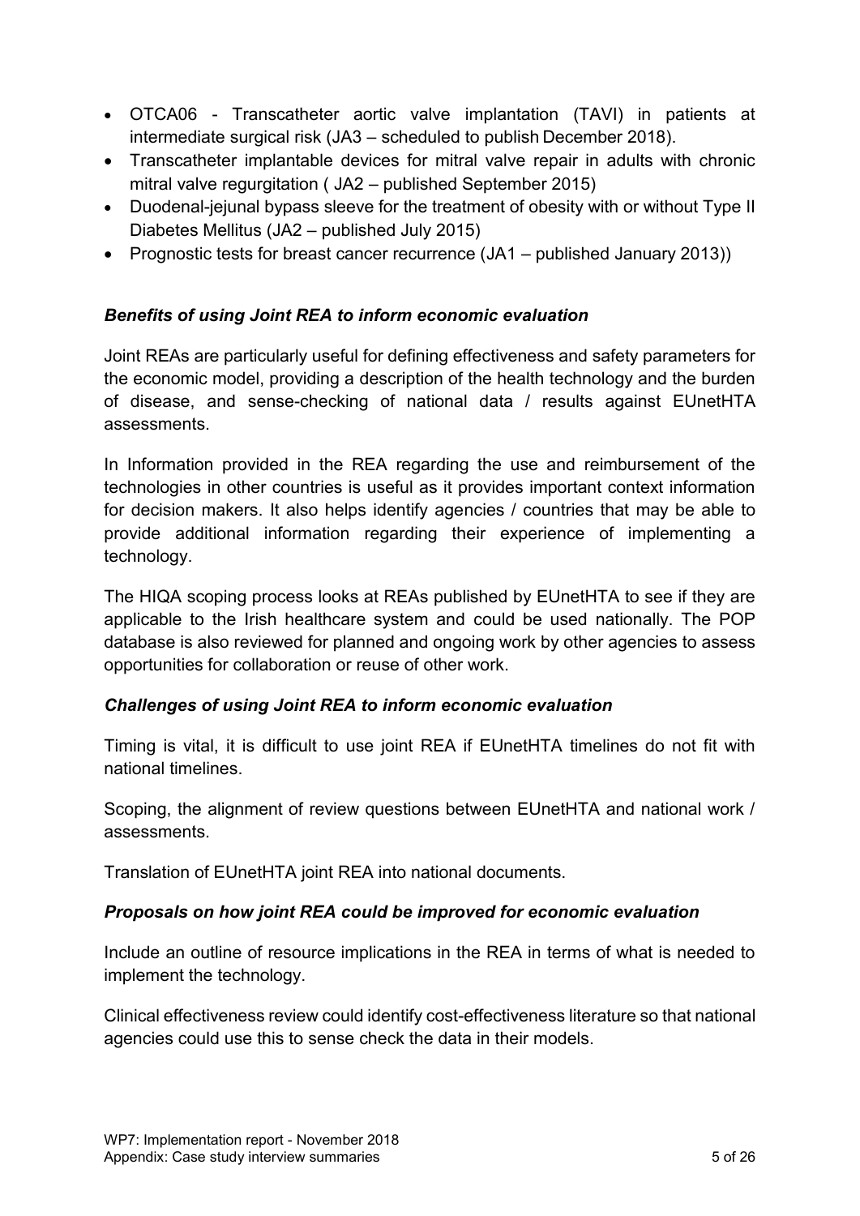- OTCA06 - Transcatheter aortic valve implantation (TAVI) in patients at intermediate surgical risk (JA3 – scheduled to publish December 2018).
- Transcatheter implantable devices for mitral valve repair in adults with chronic mitral valve regurgitation ( JA2 – published September 2015)
- Duodenal-jejunal bypass sleeve for the treatment of obesity with or without Type II Diabetes Mellitus (JA2 – published July 2015)
- Prognostic tests for breast cancer recurrence (JA1 – published January 2013))

***Benefits of using Joint REA to inform economic evaluation***

Joint REAs are particularly useful for defining effectiveness and safety parameters for the economic model, providing a description of the health technology and the burden of disease, and sense-checking of national data / results against EUnetHTA assessments.

In Information provided in the REA regarding the use and reimbursement of the technologies in other countries is useful as it provides important context information for decision makers. It also helps identify agencies / countries that may be able to provide additional information regarding their experience of implementing a technology.

The HIQA scoping process looks at REAs published by EUnetHTA to see if they are applicable to the Irish healthcare system and could be used nationally. The POP database is also reviewed for planned and ongoing work by other agencies to assess opportunities for collaboration or reuse of other work.

***Challenges of using Joint REA to inform economic evaluation***

Timing is vital, it is difficult to use joint REA if EUnetHTA timelines do not fit with national timelines.

Scoping, the alignment of review questions between EUnetHTA and national work / assessments.

Translation of EUnetHTA joint REA into national documents.

***Proposals on how joint REA could be improved for economic evaluation***

Include an outline of resource implications in the REA in terms of what is needed to implement the technology.

Clinical effectiveness review could identify cost-effectiveness literature so that national agencies could use this to sense check the data in their models.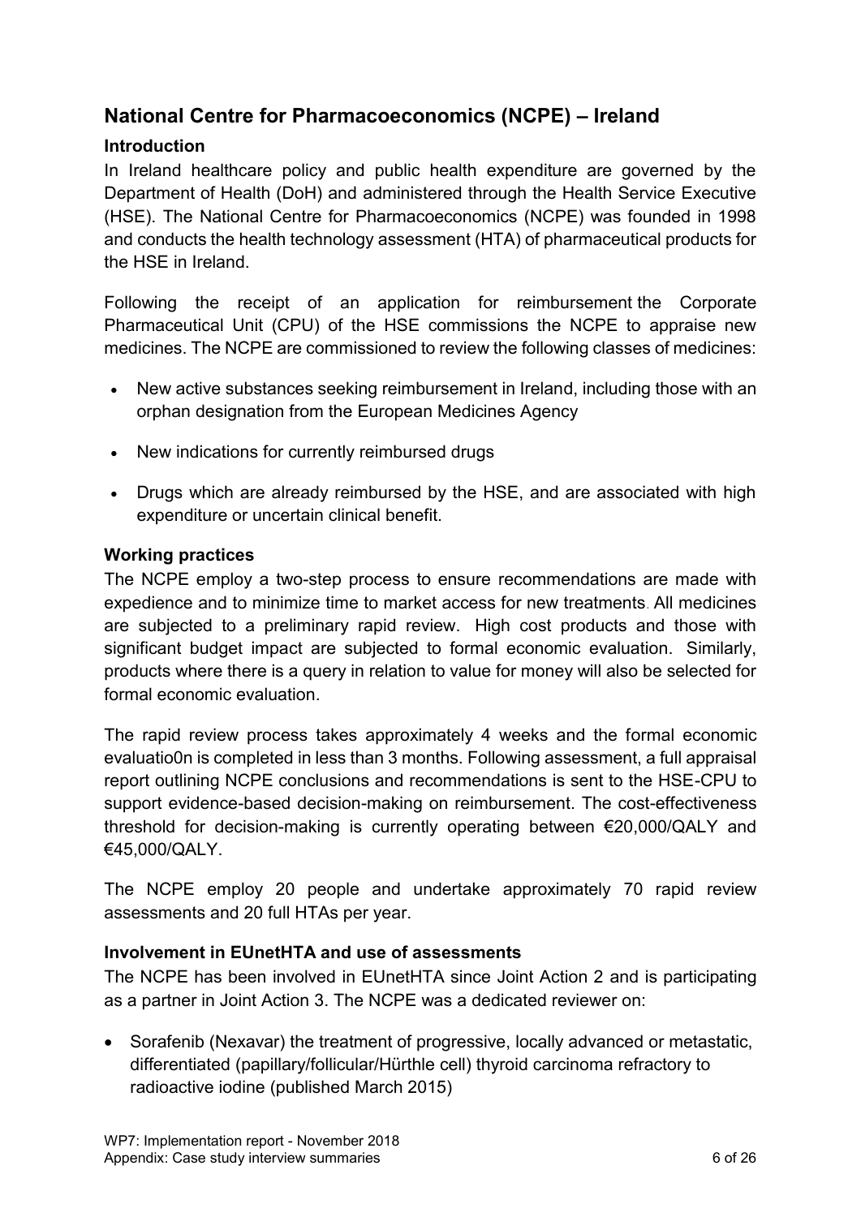## National Centre for Pharmacoeconomics (NCPE) – Ireland

### Introduction

In Ireland healthcare policy and public health expenditure are governed by the Department of Health (DoH) and administered through the Health Service Executive (HSE). The National Centre for Pharmacoeconomics (NCPE) was founded in 1998 and conducts the health technology assessment (HTA) of pharmaceutical products for the HSE in Ireland.

Following the receipt of an application for reimbursement the Corporate Pharmaceutical Unit (CPU) of the HSE commissions the NCPE to appraise new medicines. The NCPE are commissioned to review the following classes of medicines:

- New active substances seeking reimbursement in Ireland, including those with an orphan designation from the European Medicines Agency
- New indications for currently reimbursed drugs
- Drugs which are already reimbursed by the HSE, and are associated with high expenditure or uncertain clinical benefit.

### Working practices

The NCPE employ a two-step process to ensure recommendations are made with expedience and to minimize time to market access for new treatments. All medicines are subjected to a preliminary rapid review. High cost products and those with significant budget impact are subjected to formal economic evaluation. Similarly, products where there is a query in relation to value for money will also be selected for formal economic evaluation.

The rapid review process takes approximately 4 weeks and the formal economic evaluatio0n is completed in less than 3 months. Following assessment, a full appraisal report outlining NCPE conclusions and recommendations is sent to the HSE-CPU to support evidence-based decision-making on reimbursement. The cost-effectiveness threshold for decision-making is currently operating between €20,000/QALY and €45,000/QALY.

The NCPE employ 20 people and undertake approximately 70 rapid review assessments and 20 full HTAs per year.

### Involvement in EUnetHTA and use of assessments

The NCPE has been involved in EUnetHTA since Joint Action 2 and is participating as a partner in Joint Action 3. The NCPE was a dedicated reviewer on:

- Sorafenib (Nexavar) the treatment of progressive, locally advanced or metastatic, differentiated (papillary/follicular/Hürthle cell) thyroid carcinoma refractory to radioactive iodine (published March 2015)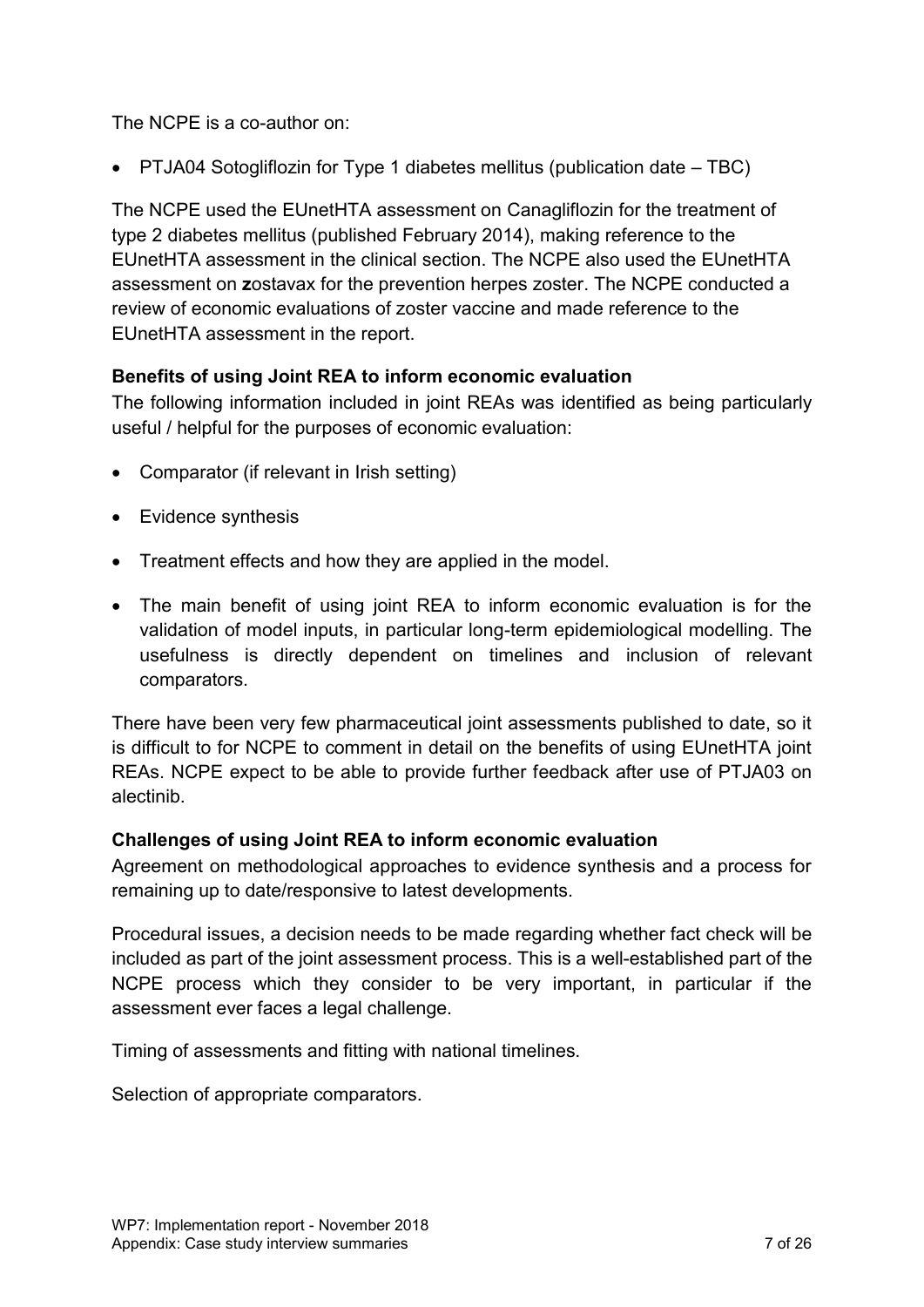The NCPE is a co-author on:

- PTJA04 Sotogliflozin for Type 1 diabetes mellitus (publication date – TBC)

The NCPE used the EUnetHTA assessment on Canagliflozin for the treatment of type 2 diabetes mellitus (published February 2014), making reference to the EUnetHTA assessment in the clinical section. The NCPE also used the EUnetHTA assessment on **z**ostavax for the prevention herpes zoster. The NCPE conducted a review of economic evaluations of zoster vaccine and made reference to the EUnetHTA assessment in the report.

**Benefits of using Joint REA to inform economic evaluation**

The following information included in joint REAs was identified as being particularly useful / helpful for the purposes of economic evaluation:

- Comparator (if relevant in Irish setting)
- Evidence synthesis
- Treatment effects and how they are applied in the model.
- The main benefit of using joint REA to inform economic evaluation is for the validation of model inputs, in particular long-term epidemiological modelling. The usefulness is directly dependent on timelines and inclusion of relevant comparators.

There have been very few pharmaceutical joint assessments published to date, so it is difficult to for NCPE to comment in detail on the benefits of using EUnetHTA joint REAs. NCPE expect to be able to provide further feedback after use of PTJA03 on alectinib.

**Challenges of using Joint REA to inform economic evaluation**

Agreement on methodological approaches to evidence synthesis and a process for remaining up to date/responsive to latest developments.

Procedural issues, a decision needs to be made regarding whether fact check will be included as part of the joint assessment process. This is a well-established part of the NCPE process which they consider to be very important, in particular if the assessment ever faces a legal challenge.

Timing of assessments and fitting with national timelines.

Selection of appropriate comparators.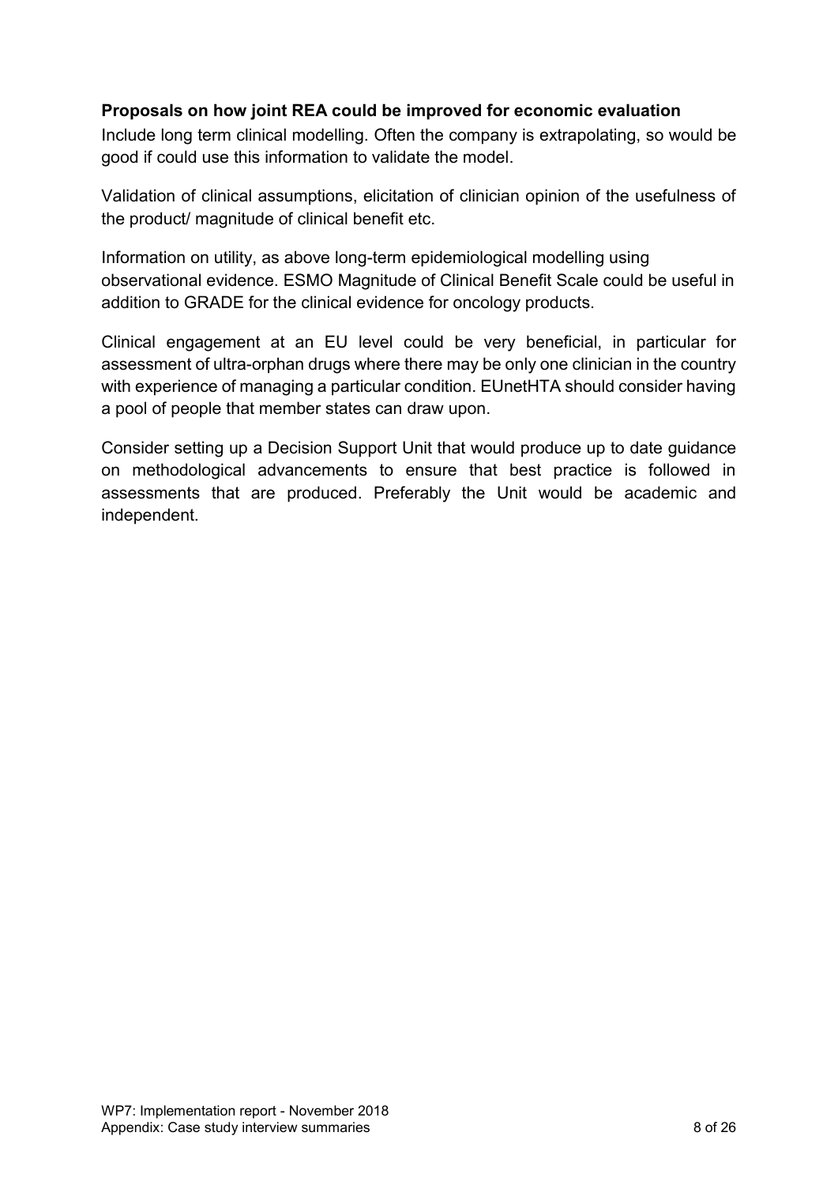**Proposals on how joint REA could be improved for economic evaluation**

Include long term clinical modelling. Often the company is extrapolating, so would be good if could use this information to validate the model.

Validation of clinical assumptions, elicitation of clinician opinion of the usefulness of the product/ magnitude of clinical benefit etc.

Information on utility, as above long-term epidemiological modelling using observational evidence. ESMO Magnitude of Clinical Benefit Scale could be useful in addition to GRADE for the clinical evidence for oncology products.

Clinical engagement at an EU level could be very beneficial, in particular for assessment of ultra-orphan drugs where there may be only one clinician in the country with experience of managing a particular condition. EUnetHTA should consider having a pool of people that member states can draw upon.

Consider setting up a Decision Support Unit that would produce up to date guidance on methodological advancements to ensure that best practice is followed in assessments that are produced. Preferably the Unit would be academic and independent.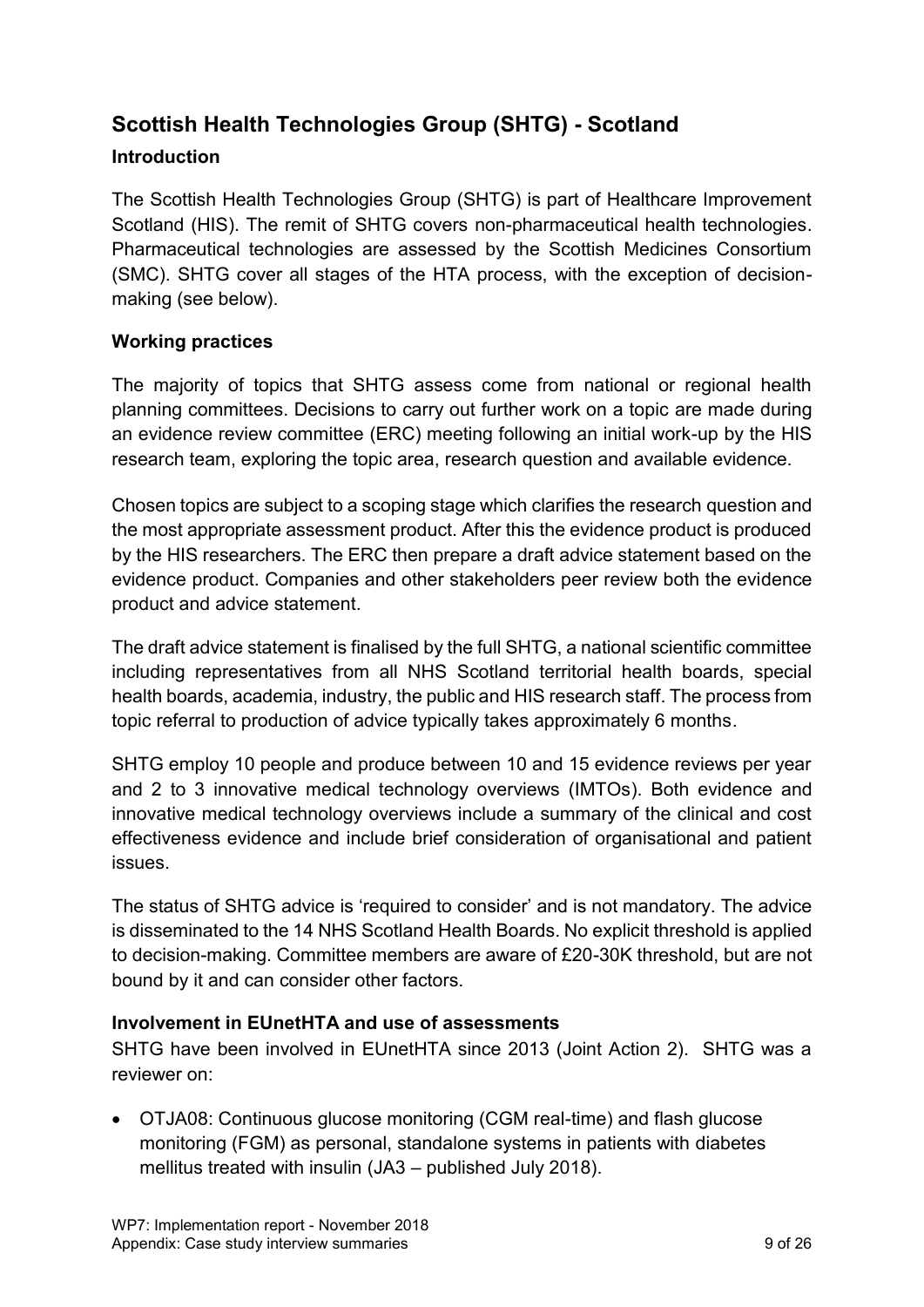## Scottish Health Technologies Group (SHTG) - Scotland

### Introduction

The Scottish Health Technologies Group (SHTG) is part of Healthcare Improvement Scotland (HIS). The remit of SHTG covers non-pharmaceutical health technologies. Pharmaceutical technologies are assessed by the Scottish Medicines Consortium (SMC). SHTG cover all stages of the HTA process, with the exception of decision-making (see below).

### Working practices

The majority of topics that SHTG assess come from national or regional health planning committees. Decisions to carry out further work on a topic are made during an evidence review committee (ERC) meeting following an initial work-up by the HIS research team, exploring the topic area, research question and available evidence.

Chosen topics are subject to a scoping stage which clarifies the research question and the most appropriate assessment product. After this the evidence product is produced by the HIS researchers. The ERC then prepare a draft advice statement based on the evidence product. Companies and other stakeholders peer review both the evidence product and advice statement.

The draft advice statement is finalised by the full SHTG, a national scientific committee including representatives from all NHS Scotland territorial health boards, special health boards, academia, industry, the public and HIS research staff. The process from topic referral to production of advice typically takes approximately 6 months.

SHTG employ 10 people and produce between 10 and 15 evidence reviews per year and 2 to 3 innovative medical technology overviews (IMTOs). Both evidence and innovative medical technology overviews include a summary of the clinical and cost effectiveness evidence and include brief consideration of organisational and patient issues.

The status of SHTG advice is 'required to consider' and is not mandatory. The advice is disseminated to the 14 NHS Scotland Health Boards. No explicit threshold is applied to decision-making. Committee members are aware of £20-30K threshold, but are not bound by it and can consider other factors.

### Involvement in EUnetHTA and use of assessments

SHTG have been involved in EUnetHTA since 2013 (Joint Action 2). SHTG was a reviewer on:

- OTJA08: Continuous glucose monitoring (CGM real-time) and flash glucose monitoring (FGM) as personal, standalone systems in patients with diabetes mellitus treated with insulin (JA3 – published July 2018).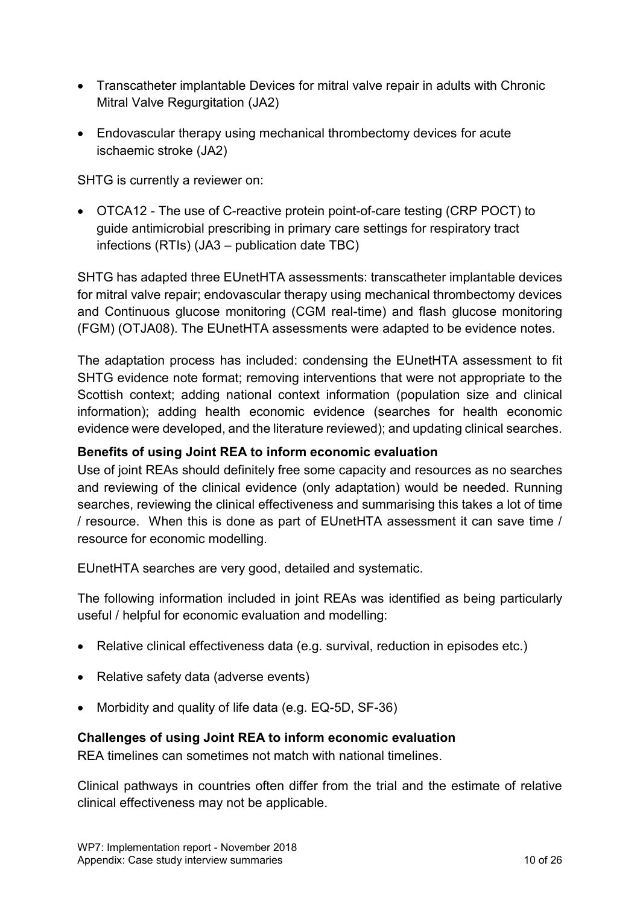- Transcatheter implantable Devices for mitral valve repair in adults with Chronic Mitral Valve Regurgitation (JA2)
- Endovascular therapy using mechanical thrombectomy devices for acute ischaemic stroke (JA2)

SHTG is currently a reviewer on:

- OTCA12 - The use of C-reactive protein point-of-care testing (CRP POCT) to guide antimicrobial prescribing in primary care settings for respiratory tract infections (RTIs) (JA3 – publication date TBC)

SHTG has adapted three EUnetHTA assessments: transcatheter implantable devices for mitral valve repair; endovascular therapy using mechanical thrombectomy devices and Continuous glucose monitoring (CGM real-time) and flash glucose monitoring (FGM) (OTJA08). The EUnetHTA assessments were adapted to be evidence notes.

The adaptation process has included: condensing the EUnetHTA assessment to fit SHTG evidence note format; removing interventions that were not appropriate to the Scottish context; adding national context information (population size and clinical information); adding health economic evidence (searches for health economic evidence were developed, and the literature reviewed); and updating clinical searches.

**Benefits of using Joint REA to inform economic evaluation**

Use of joint REAs should definitely free some capacity and resources as no searches and reviewing of the clinical evidence (only adaptation) would be needed. Running searches, reviewing the clinical effectiveness and summarising this takes a lot of time / resource. When this is done as part of EUnetHTA assessment it can save time / resource for economic modelling.

EUnetHTA searches are very good, detailed and systematic.

The following information included in joint REAs was identified as being particularly useful / helpful for economic evaluation and modelling:

- Relative clinical effectiveness data (e.g. survival, reduction in episodes etc.)
- Relative safety data (adverse events)
- Morbidity and quality of life data (e.g. EQ-5D, SF-36)

**Challenges of using Joint REA to inform economic evaluation**

REA timelines can sometimes not match with national timelines.

Clinical pathways in countries often differ from the trial and the estimate of relative clinical effectiveness may not be applicable.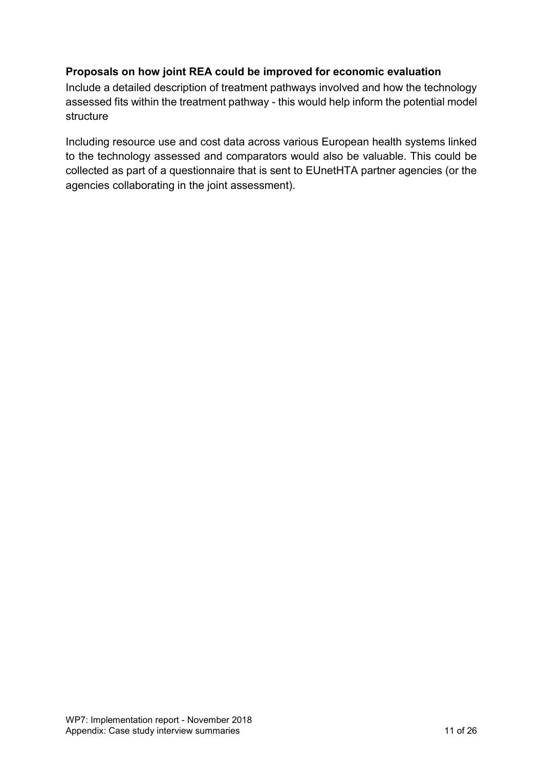**Proposals on how joint REA could be improved for economic evaluation**

Include a detailed description of treatment pathways involved and how the technology assessed fits within the treatment pathway - this would help inform the potential model structure

Including resource use and cost data across various European health systems linked to the technology assessed and comparators would also be valuable. This could be collected as part of a questionnaire that is sent to EUnetHTA partner agencies (or the agencies collaborating in the joint assessment).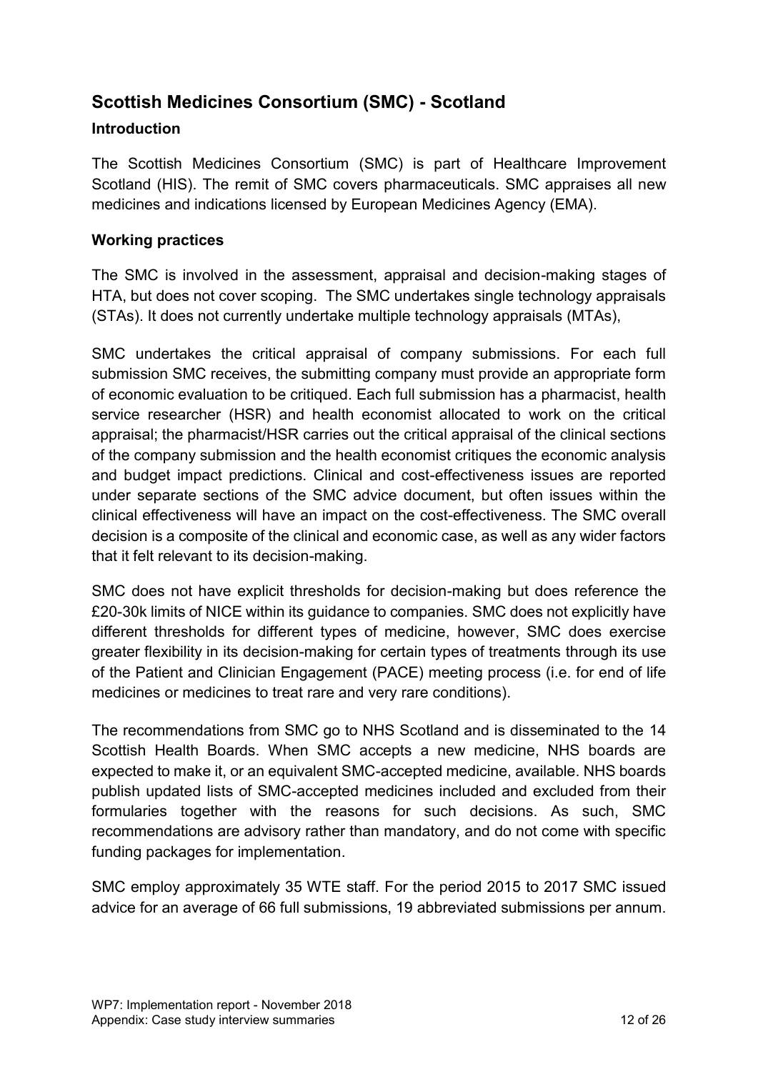## Scottish Medicines Consortium (SMC) - Scotland

### Introduction

The Scottish Medicines Consortium (SMC) is part of Healthcare Improvement Scotland (HIS). The remit of SMC covers pharmaceuticals. SMC appraises all new medicines and indications licensed by European Medicines Agency (EMA).

### Working practices

The SMC is involved in the assessment, appraisal and decision-making stages of HTA, but does not cover scoping. The SMC undertakes single technology appraisals (STAs). It does not currently undertake multiple technology appraisals (MTAs),

SMC undertakes the critical appraisal of company submissions. For each full submission SMC receives, the submitting company must provide an appropriate form of economic evaluation to be critiqued. Each full submission has a pharmacist, health service researcher (HSR) and health economist allocated to work on the critical appraisal; the pharmacist/HSR carries out the critical appraisal of the clinical sections of the company submission and the health economist critiques the economic analysis and budget impact predictions. Clinical and cost-effectiveness issues are reported under separate sections of the SMC advice document, but often issues within the clinical effectiveness will have an impact on the cost-effectiveness. The SMC overall decision is a composite of the clinical and economic case, as well as any wider factors that it felt relevant to its decision-making.

SMC does not have explicit thresholds for decision-making but does reference the £20-30k limits of NICE within its guidance to companies. SMC does not explicitly have different thresholds for different types of medicine, however, SMC does exercise greater flexibility in its decision-making for certain types of treatments through its use of the Patient and Clinician Engagement (PACE) meeting process (i.e. for end of life medicines or medicines to treat rare and very rare conditions).

The recommendations from SMC go to NHS Scotland and is disseminated to the 14 Scottish Health Boards. When SMC accepts a new medicine, NHS boards are expected to make it, or an equivalent SMC-accepted medicine, available. NHS boards publish updated lists of SMC-accepted medicines included and excluded from their formularies together with the reasons for such decisions. As such, SMC recommendations are advisory rather than mandatory, and do not come with specific funding packages for implementation.

SMC employ approximately 35 WTE staff. For the period 2015 to 2017 SMC issued advice for an average of 66 full submissions, 19 abbreviated submissions per annum.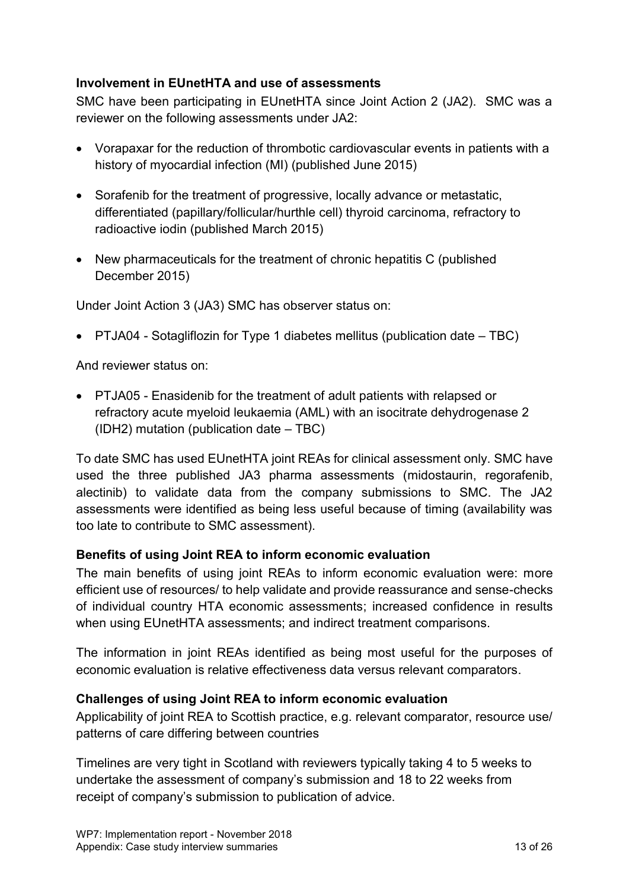### Involvement in EUnetHTA and use of assessments

SMC have been participating in EUnetHTA since Joint Action 2 (JA2). SMC was a reviewer on the following assessments under JA2:

- Vorapaxar for the reduction of thrombotic cardiovascular events in patients with a history of myocardial infection (MI) (published June 2015)
- Sorafenib for the treatment of progressive, locally advance or metastatic, differentiated (papillary/follicular/hurthle cell) thyroid carcinoma, refractory to radioactive iodin (published March 2015)
- New pharmaceuticals for the treatment of chronic hepatitis C (published December 2015)

Under Joint Action 3 (JA3) SMC has observer status on:

- PTJA04 - Sotagliflozin for Type 1 diabetes mellitus (publication date – TBC)

And reviewer status on:

- PTJA05 - Enasidenib for the treatment of adult patients with relapsed or refractory acute myeloid leukaemia (AML) with an isocitrate dehydrogenase 2 (IDH2) mutation (publication date – TBC)

To date SMC has used EUnetHTA joint REAs for clinical assessment only. SMC have used the three published JA3 pharma assessments (midostaurin, regorafenib, alectinib) to validate data from the company submissions to SMC. The JA2 assessments were identified as being less useful because of timing (availability was too late to contribute to SMC assessment).

### Benefits of using Joint REA to inform economic evaluation

The main benefits of using joint REAs to inform economic evaluation were: more efficient use of resources/ to help validate and provide reassurance and sense-checks of individual country HTA economic assessments; increased confidence in results when using EUnetHTA assessments; and indirect treatment comparisons.

The information in joint REAs identified as being most useful for the purposes of economic evaluation is relative effectiveness data versus relevant comparators.

### Challenges of using Joint REA to inform economic evaluation

Applicability of joint REA to Scottish practice, e.g. relevant comparator, resource use/ patterns of care differing between countries

Timelines are very tight in Scotland with reviewers typically taking 4 to 5 weeks to undertake the assessment of company's submission and 18 to 22 weeks from receipt of company's submission to publication of advice.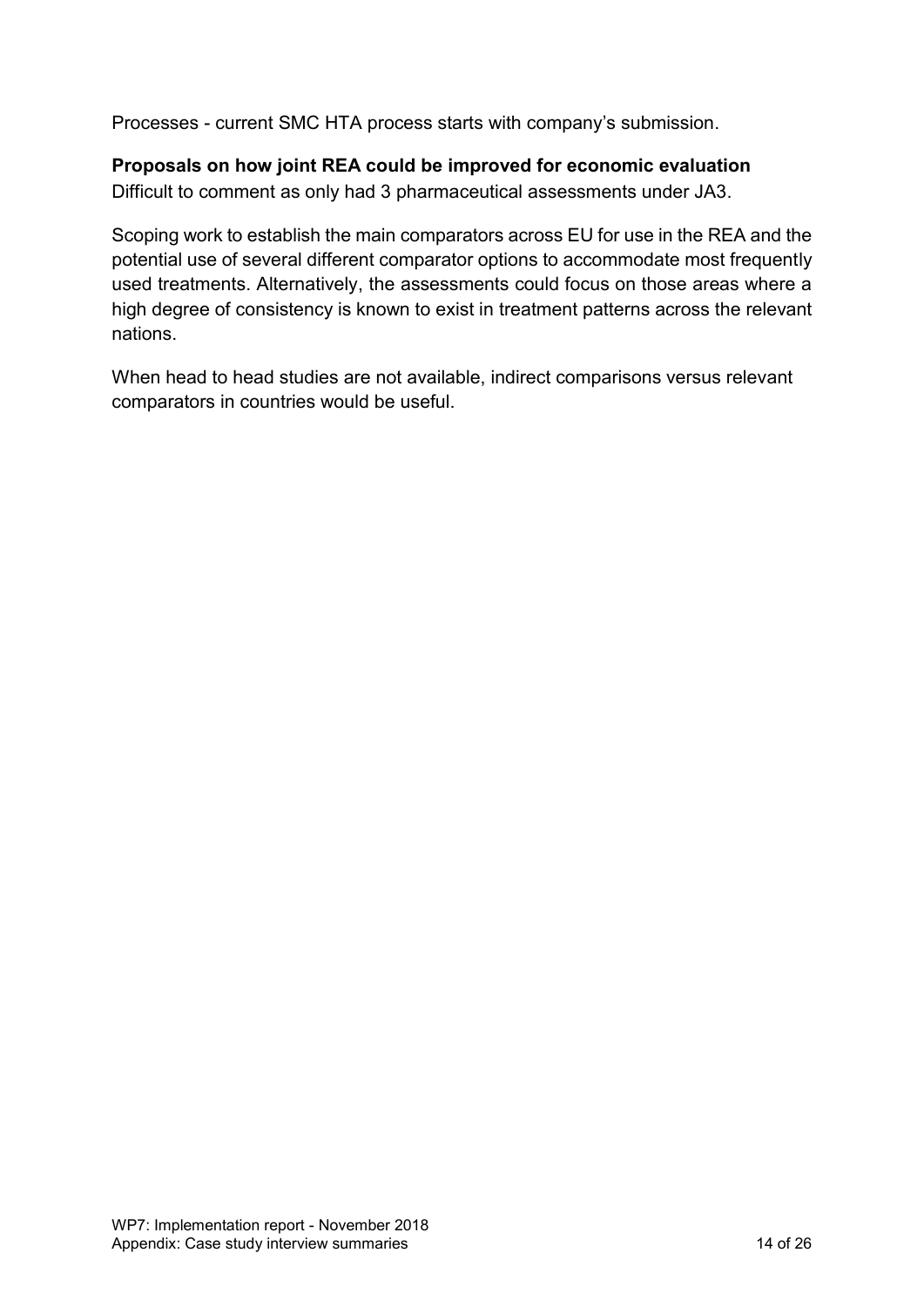Processes - current SMC HTA process starts with company's submission.

**Proposals on how joint REA could be improved for economic evaluation**
Difficult to comment as only had 3 pharmaceutical assessments under JA3.

Scoping work to establish the main comparators across EU for use in the REA and the potential use of several different comparator options to accommodate most frequently used treatments. Alternatively, the assessments could focus on those areas where a high degree of consistency is known to exist in treatment patterns across the relevant nations.

When head to head studies are not available, indirect comparisons versus relevant comparators in countries would be useful.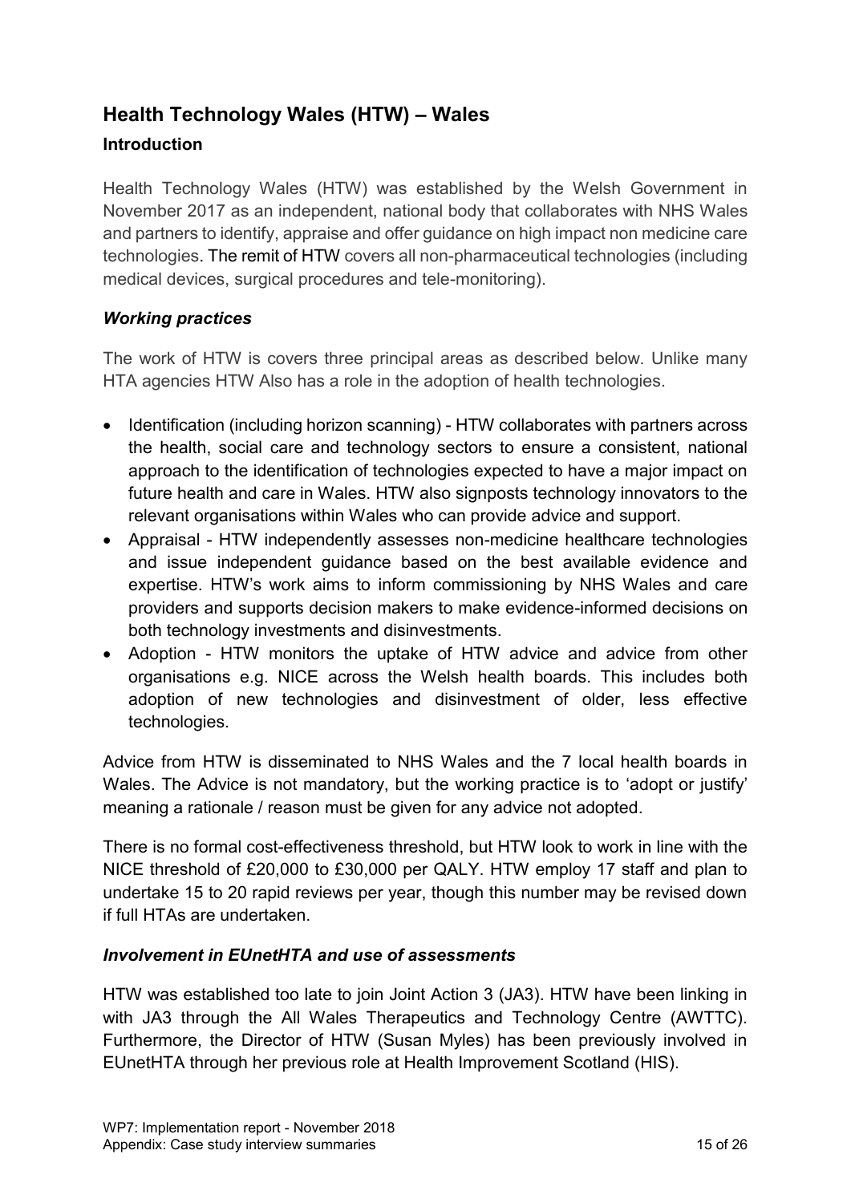## Health Technology Wales (HTW) – Wales

### Introduction

Health Technology Wales (HTW) was established by the Welsh Government in November 2017 as an independent, national body that collaborates with NHS Wales and partners to identify, appraise and offer guidance on high impact non medicine care technologies. The remit of HTW covers all non-pharmaceutical technologies (including medical devices, surgical procedures and tele-monitoring).

### *Working practices*

The work of HTW is covers three principal areas as described below. Unlike many HTA agencies HTW Also has a role in the adoption of health technologies.

- Identification (including horizon scanning) - HTW collaborates with partners across the health, social care and technology sectors to ensure a consistent, national approach to the identification of technologies expected to have a major impact on future health and care in Wales. HTW also signposts technology innovators to the relevant organisations within Wales who can provide advice and support.
- Appraisal - HTW independently assesses non-medicine healthcare technologies and issue independent guidance based on the best available evidence and expertise. HTW's work aims to inform commissioning by NHS Wales and care providers and supports decision makers to make evidence-informed decisions on both technology investments and disinvestments.
- Adoption - HTW monitors the uptake of HTW advice and advice from other organisations e.g. NICE across the Welsh health boards. This includes both adoption of new technologies and disinvestment of older, less effective technologies.

Advice from HTW is disseminated to NHS Wales and the 7 local health boards in Wales. The Advice is not mandatory, but the working practice is to 'adopt or justify' meaning a rationale / reason must be given for any advice not adopted.

There is no formal cost-effectiveness threshold, but HTW look to work in line with the NICE threshold of £20,000 to £30,000 per QALY. HTW employ 17 staff and plan to undertake 15 to 20 rapid reviews per year, though this number may be revised down if full HTAs are undertaken.

### *Involvement in EUnetHTA and use of assessments*

HTW was established too late to join Joint Action 3 (JA3). HTW have been linking in with JA3 through the All Wales Therapeutics and Technology Centre (AWTTC). Furthermore, the Director of HTW (Susan Myles) has been previously involved in EUnetHTA through her previous role at Health Improvement Scotland (HIS).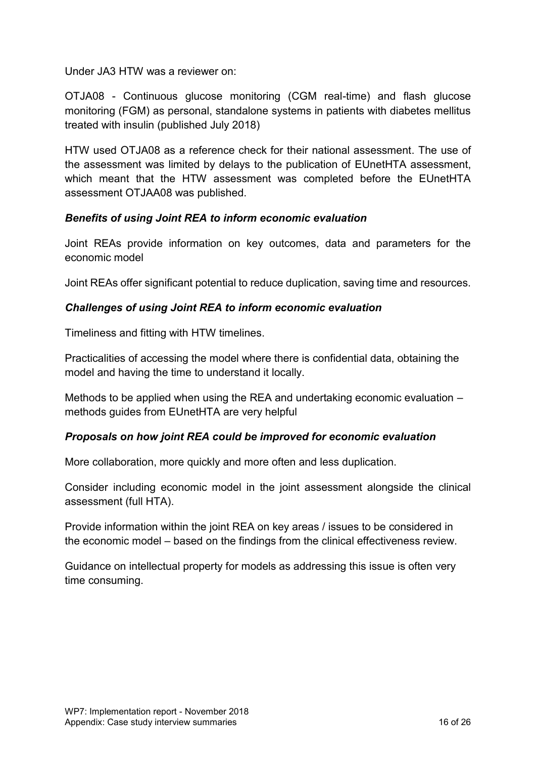Under JA3 HTW was a reviewer on:

OTJA08 - Continuous glucose monitoring (CGM real-time) and flash glucose monitoring (FGM) as personal, standalone systems in patients with diabetes mellitus treated with insulin (published July 2018)

HTW used OTJA08 as a reference check for their national assessment. The use of the assessment was limited by delays to the publication of EUnetHTA assessment, which meant that the HTW assessment was completed before the EUnetHTA assessment OTJAA08 was published.

***Benefits of using Joint REA to inform economic evaluation***

Joint REAs provide information on key outcomes, data and parameters for the economic model

Joint REAs offer significant potential to reduce duplication, saving time and resources.

***Challenges of using Joint REA to inform economic evaluation***

Timeliness and fitting with HTW timelines.

Practicalities of accessing the model where there is confidential data, obtaining the model and having the time to understand it locally.

Methods to be applied when using the REA and undertaking economic evaluation – methods guides from EUnetHTA are very helpful

***Proposals on how joint REA could be improved for economic evaluation***

More collaboration, more quickly and more often and less duplication.

Consider including economic model in the joint assessment alongside the clinical assessment (full HTA).

Provide information within the joint REA on key areas / issues to be considered in the economic model – based on the findings from the clinical effectiveness review.

Guidance on intellectual property for models as addressing this issue is often very time consuming.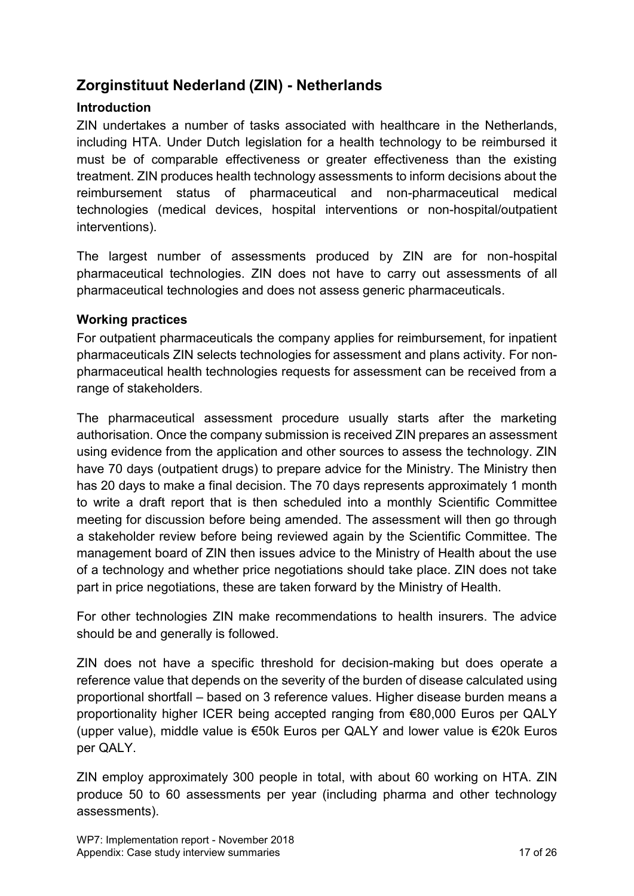## Zorginstituut Nederland (ZIN) - Netherlands

### Introduction

ZIN undertakes a number of tasks associated with healthcare in the Netherlands, including HTA. Under Dutch legislation for a health technology to be reimbursed it must be of comparable effectiveness or greater effectiveness than the existing treatment. ZIN produces health technology assessments to inform decisions about the reimbursement status of pharmaceutical and non-pharmaceutical medical technologies (medical devices, hospital interventions or non-hospital/outpatient interventions).

The largest number of assessments produced by ZIN are for non-hospital pharmaceutical technologies. ZIN does not have to carry out assessments of all pharmaceutical technologies and does not assess generic pharmaceuticals.

### Working practices

For outpatient pharmaceuticals the company applies for reimbursement, for inpatient pharmaceuticals ZIN selects technologies for assessment and plans activity. For non-pharmaceutical health technologies requests for assessment can be received from a range of stakeholders.

The pharmaceutical assessment procedure usually starts after the marketing authorisation. Once the company submission is received ZIN prepares an assessment using evidence from the application and other sources to assess the technology. ZIN have 70 days (outpatient drugs) to prepare advice for the Ministry. The Ministry then has 20 days to make a final decision. The 70 days represents approximately 1 month to write a draft report that is then scheduled into a monthly Scientific Committee meeting for discussion before being amended. The assessment will then go through a stakeholder review before being reviewed again by the Scientific Committee. The management board of ZIN then issues advice to the Ministry of Health about the use of a technology and whether price negotiations should take place. ZIN does not take part in price negotiations, these are taken forward by the Ministry of Health.

For other technologies ZIN make recommendations to health insurers. The advice should be and generally is followed.

ZIN does not have a specific threshold for decision-making but does operate a reference value that depends on the severity of the burden of disease calculated using proportional shortfall – based on 3 reference values. Higher disease burden means a proportionality higher ICER being accepted ranging from €80,000 Euros per QALY (upper value), middle value is €50k Euros per QALY and lower value is €20k Euros per QALY.

ZIN employ approximately 300 people in total, with about 60 working on HTA. ZIN produce 50 to 60 assessments per year (including pharma and other technology assessments).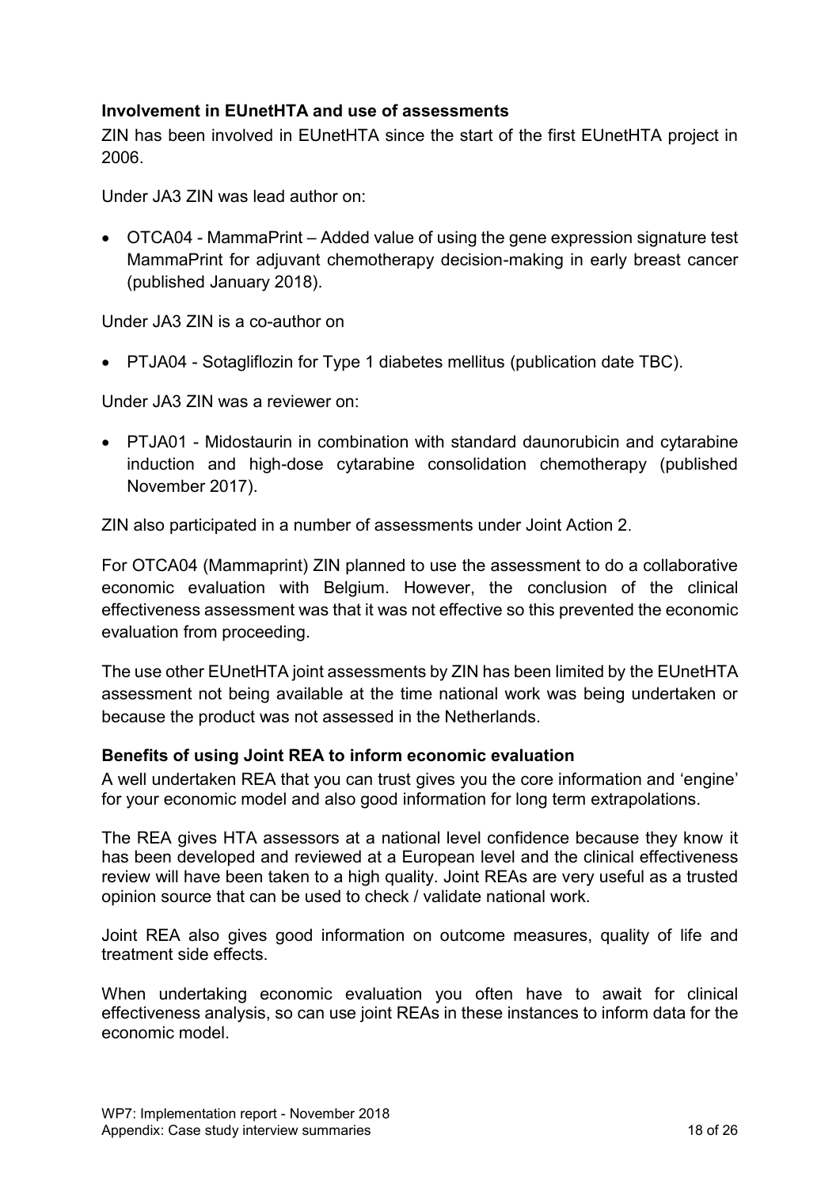### Involvement in EUnetHTA and use of assessments

ZIN has been involved in EUnetHTA since the start of the first EUnetHTA project in 2006.

Under JA3 ZIN was lead author on:

- OTCA04 - MammaPrint – Added value of using the gene expression signature test MammaPrint for adjuvant chemotherapy decision-making in early breast cancer (published January 2018).

Under JA3 ZIN is a co-author on

- PTJA04 - Sotagliflozin for Type 1 diabetes mellitus (publication date TBC).

Under JA3 ZIN was a reviewer on:

- PTJA01 - Midostaurin in combination with standard daunorubicin and cytarabine induction and high-dose cytarabine consolidation chemotherapy (published November 2017).

ZIN also participated in a number of assessments under Joint Action 2.

For OTCA04 (Mammaprint) ZIN planned to use the assessment to do a collaborative economic evaluation with Belgium. However, the conclusion of the clinical effectiveness assessment was that it was not effective so this prevented the economic evaluation from proceeding.

The use other EUnetHTA joint assessments by ZIN has been limited by the EUnetHTA assessment not being available at the time national work was being undertaken or because the product was not assessed in the Netherlands.

### Benefits of using Joint REA to inform economic evaluation

A well undertaken REA that you can trust gives you the core information and 'engine' for your economic model and also good information for long term extrapolations.

The REA gives HTA assessors at a national level confidence because they know it has been developed and reviewed at a European level and the clinical effectiveness review will have been taken to a high quality. Joint REAs are very useful as a trusted opinion source that can be used to check / validate national work.

Joint REA also gives good information on outcome measures, quality of life and treatment side effects.

When undertaking economic evaluation you often have to await for clinical effectiveness analysis, so can use joint REAs in these instances to inform data for the economic model.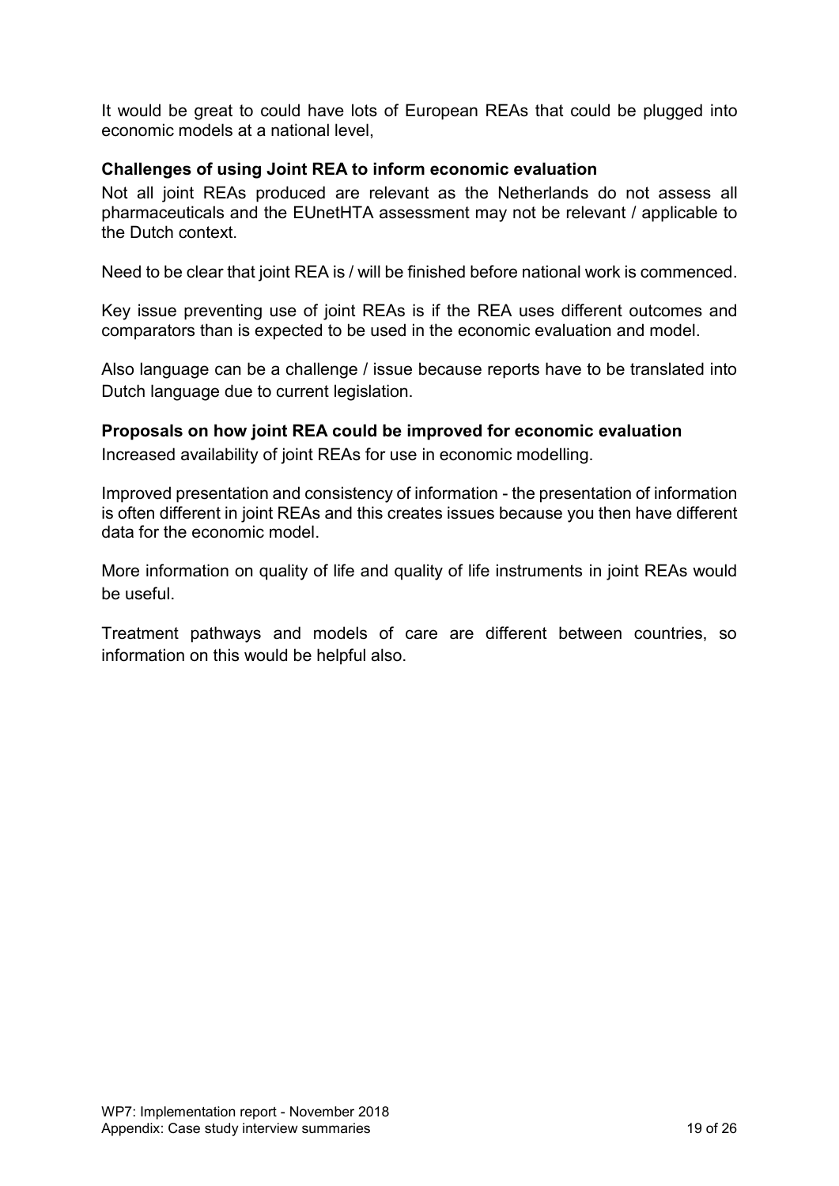It would be great to could have lots of European REAs that could be plugged into economic models at a national level,

**Challenges of using Joint REA to inform economic evaluation**

Not all joint REAs produced are relevant as the Netherlands do not assess all pharmaceuticals and the EUnetHTA assessment may not be relevant / applicable to the Dutch context.

Need to be clear that joint REA is / will be finished before national work is commenced.

Key issue preventing use of joint REAs is if the REA uses different outcomes and comparators than is expected to be used in the economic evaluation and model.

Also language can be a challenge / issue because reports have to be translated into Dutch language due to current legislation.

**Proposals on how joint REA could be improved for economic evaluation**

Increased availability of joint REAs for use in economic modelling.

Improved presentation and consistency of information - the presentation of information is often different in joint REAs and this creates issues because you then have different data for the economic model.

More information on quality of life and quality of life instruments in joint REAs would be useful.

Treatment pathways and models of care are different between countries, so information on this would be helpful also.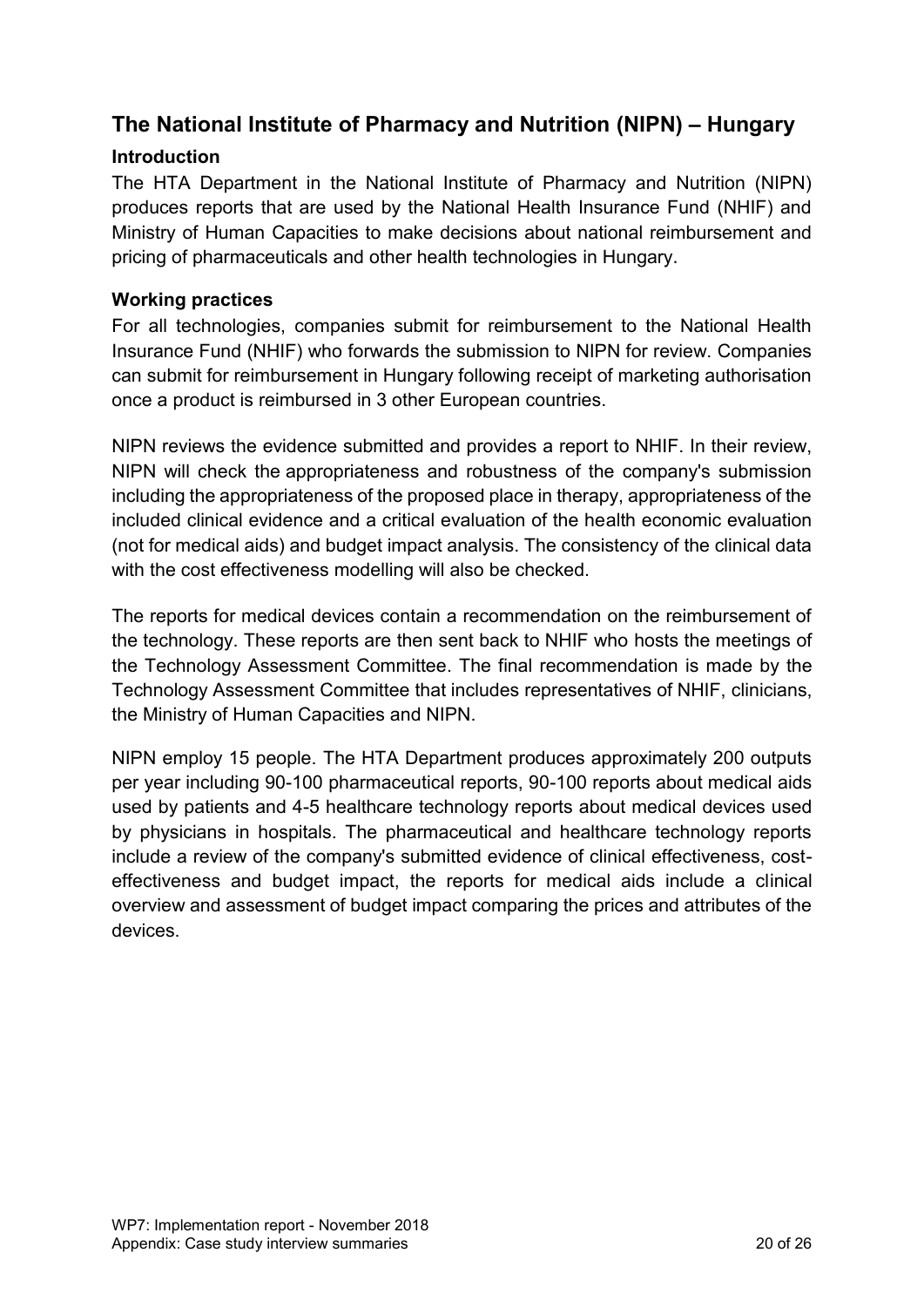## The National Institute of Pharmacy and Nutrition (NIPN) – Hungary

### Introduction

The HTA Department in the National Institute of Pharmacy and Nutrition (NIPN) produces reports that are used by the National Health Insurance Fund (NHIF) and Ministry of Human Capacities to make decisions about national reimbursement and pricing of pharmaceuticals and other health technologies in Hungary.

### Working practices

For all technologies, companies submit for reimbursement to the National Health Insurance Fund (NHIF) who forwards the submission to NIPN for review. Companies can submit for reimbursement in Hungary following receipt of marketing authorisation once a product is reimbursed in 3 other European countries.

NIPN reviews the evidence submitted and provides a report to NHIF. In their review, NIPN will check the appropriateness and robustness of the company's submission including the appropriateness of the proposed place in therapy, appropriateness of the included clinical evidence and a critical evaluation of the health economic evaluation (not for medical aids) and budget impact analysis. The consistency of the clinical data with the cost effectiveness modelling will also be checked.

The reports for medical devices contain a recommendation on the reimbursement of the technology. These reports are then sent back to NHIF who hosts the meetings of the Technology Assessment Committee. The final recommendation is made by the Technology Assessment Committee that includes representatives of NHIF, clinicians, the Ministry of Human Capacities and NIPN.

NIPN employ 15 people. The HTA Department produces approximately 200 outputs per year including 90-100 pharmaceutical reports, 90-100 reports about medical aids used by patients and 4-5 healthcare technology reports about medical devices used by physicians in hospitals. The pharmaceutical and healthcare technology reports include a review of the company's submitted evidence of clinical effectiveness, cost-effectiveness and budget impact, the reports for medical aids include a clinical overview and assessment of budget impact comparing the prices and attributes of the devices.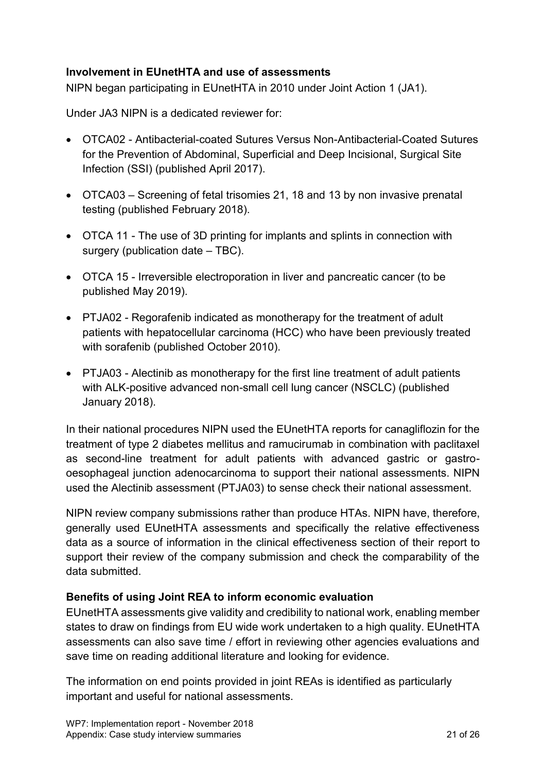### Involvement in EUnetHTA and use of assessments

NIPN began participating in EUnetHTA in 2010 under Joint Action 1 (JA1).

Under JA3 NIPN is a dedicated reviewer for:

- OTCA02 - Antibacterial-coated Sutures Versus Non-Antibacterial-Coated Sutures for the Prevention of Abdominal, Superficial and Deep Incisional, Surgical Site Infection (SSI) (published April 2017).
- OTCA03 – Screening of fetal trisomies 21, 18 and 13 by non invasive prenatal testing (published February 2018).
- OTCA 11 - The use of 3D printing for implants and splints in connection with surgery (publication date – TBC).
- OTCA 15 - Irreversible electroporation in liver and pancreatic cancer (to be published May 2019).
- PTJA02 - Regorafenib indicated as monotherapy for the treatment of adult patients with hepatocellular carcinoma (HCC) who have been previously treated with sorafenib (published October 2010).
- PTJA03 - Alectinib as monotherapy for the first line treatment of adult patients with ALK-positive advanced non-small cell lung cancer (NSCLC) (published January 2018).

In their national procedures NIPN used the EUnetHTA reports for canagliflozin for the treatment of type 2 diabetes mellitus and ramucirumab in combination with paclitaxel as second-line treatment for adult patients with advanced gastric or gastro-oesophageal junction adenocarcinoma to support their national assessments. NIPN used the Alectinib assessment (PTJA03) to sense check their national assessment.

NIPN review company submissions rather than produce HTAs. NIPN have, therefore, generally used EUnetHTA assessments and specifically the relative effectiveness data as a source of information in the clinical effectiveness section of their report to support their review of the company submission and check the comparability of the data submitted.

### Benefits of using Joint REA to inform economic evaluation

EUnetHTA assessments give validity and credibility to national work, enabling member states to draw on findings from EU wide work undertaken to a high quality. EUnetHTA assessments can also save time / effort in reviewing other agencies evaluations and save time on reading additional literature and looking for evidence.

The information on end points provided in joint REAs is identified as particularly important and useful for national assessments.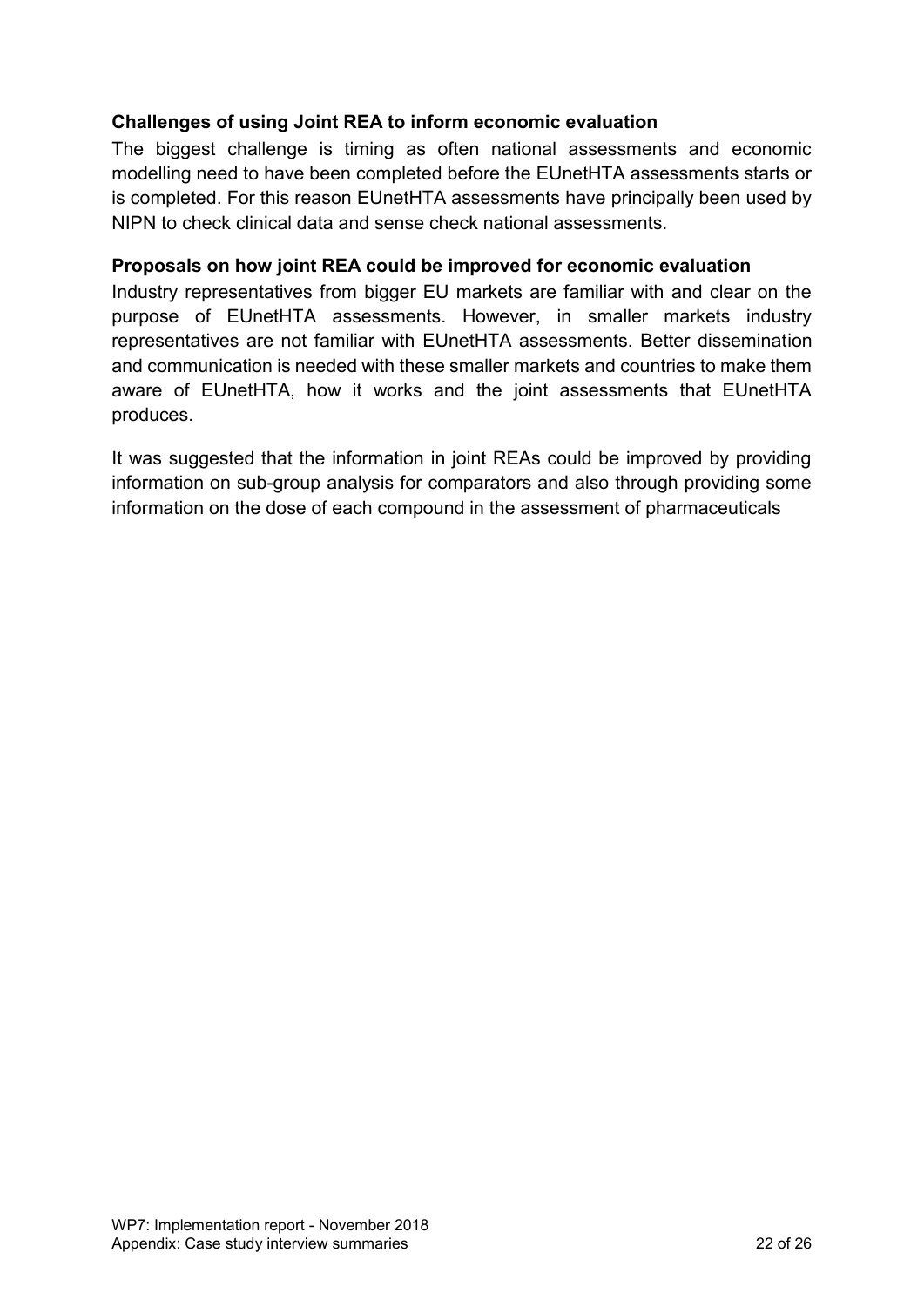### Challenges of using Joint REA to inform economic evaluation

The biggest challenge is timing as often national assessments and economic modelling need to have been completed before the EUnetHTA assessments starts or is completed. For this reason EUnetHTA assessments have principally been used by NIPN to check clinical data and sense check national assessments.

### Proposals on how joint REA could be improved for economic evaluation

Industry representatives from bigger EU markets are familiar with and clear on the purpose of EUnetHTA assessments. However, in smaller markets industry representatives are not familiar with EUnetHTA assessments. Better dissemination and communication is needed with these smaller markets and countries to make them aware of EUnetHTA, how it works and the joint assessments that EUnetHTA produces.

It was suggested that the information in joint REAs could be improved by providing information on sub-group analysis for comparators and also through providing some information on the dose of each compound in the assessment of pharmaceuticals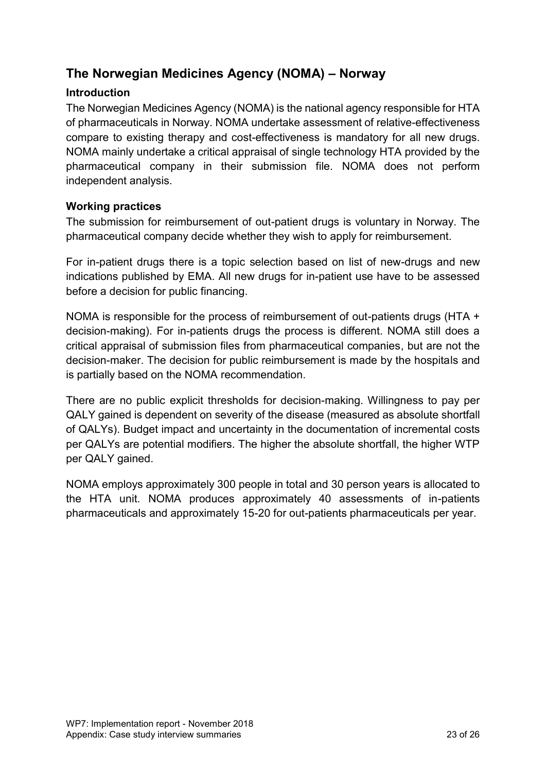## The Norwegian Medicines Agency (NOMA) – Norway

### Introduction

The Norwegian Medicines Agency (NOMA) is the national agency responsible for HTA of pharmaceuticals in Norway. NOMA undertake assessment of relative-effectiveness compare to existing therapy and cost-effectiveness is mandatory for all new drugs. NOMA mainly undertake a critical appraisal of single technology HTA provided by the pharmaceutical company in their submission file. NOMA does not perform independent analysis.

### Working practices

The submission for reimbursement of out-patient drugs is voluntary in Norway. The pharmaceutical company decide whether they wish to apply for reimbursement.

For in-patient drugs there is a topic selection based on list of new-drugs and new indications published by EMA. All new drugs for in-patient use have to be assessed before a decision for public financing.

NOMA is responsible for the process of reimbursement of out-patients drugs (HTA + decision-making). For in-patients drugs the process is different. NOMA still does a critical appraisal of submission files from pharmaceutical companies, but are not the decision-maker. The decision for public reimbursement is made by the hospitals and is partially based on the NOMA recommendation.

There are no public explicit thresholds for decision-making. Willingness to pay per QALY gained is dependent on severity of the disease (measured as absolute shortfall of QALYs). Budget impact and uncertainty in the documentation of incremental costs per QALYs are potential modifiers. The higher the absolute shortfall, the higher WTP per QALY gained.

NOMA employs approximately 300 people in total and 30 person years is allocated to the HTA unit. NOMA produces approximately 40 assessments of in-patients pharmaceuticals and approximately 15-20 for out-patients pharmaceuticals per year.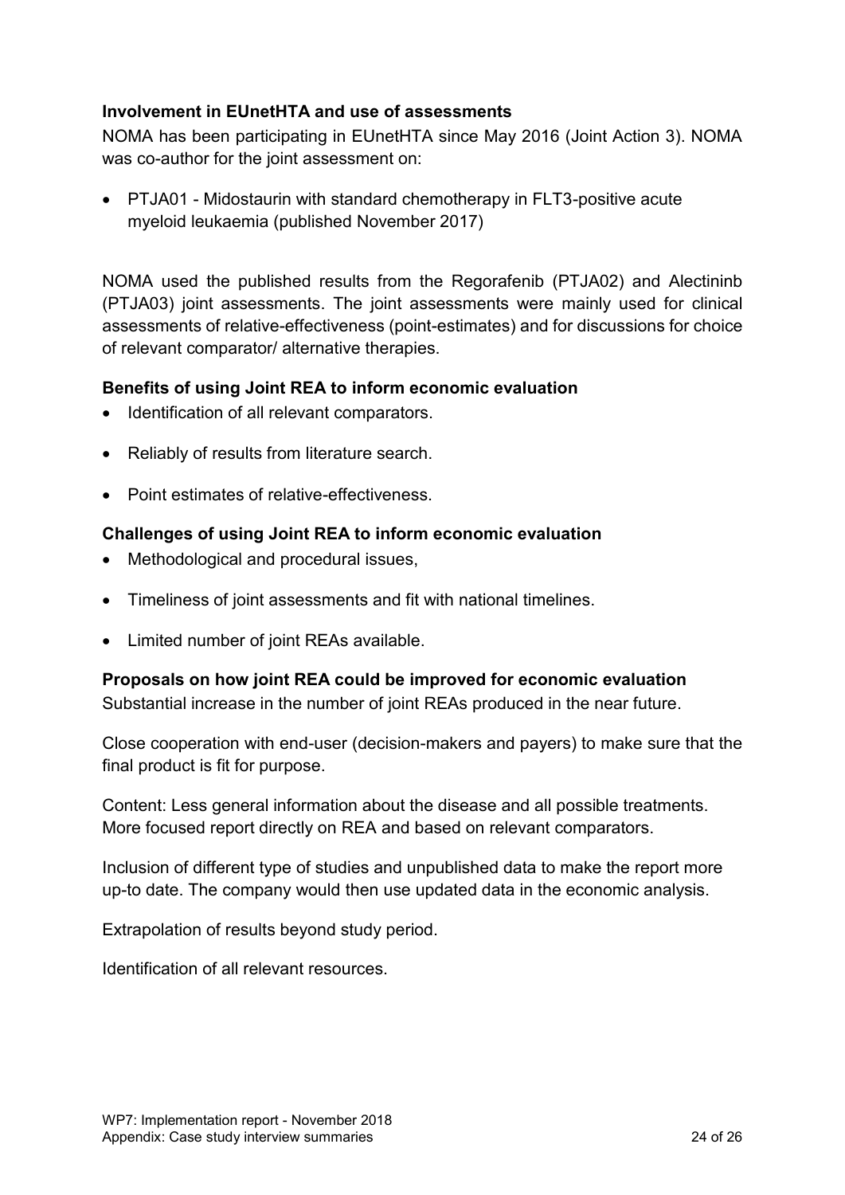### Involvement in EUnetHTA and use of assessments

NOMA has been participating in EUnetHTA since May 2016 (Joint Action 3). NOMA was co-author for the joint assessment on:

- PTJA01 - Midostaurin with standard chemotherapy in FLT3-positive acute myeloid leukaemia (published November 2017)

NOMA used the published results from the Regorafenib (PTJA02) and Alectininb (PTJA03) joint assessments. The joint assessments were mainly used for clinical assessments of relative-effectiveness (point-estimates) and for discussions for choice of relevant comparator/ alternative therapies.

### Benefits of using Joint REA to inform economic evaluation

- Identification of all relevant comparators.
- Reliably of results from literature search.
- Point estimates of relative-effectiveness.

### Challenges of using Joint REA to inform economic evaluation

- Methodological and procedural issues,
- Timeliness of joint assessments and fit with national timelines.
- Limited number of joint REAs available.

### Proposals on how joint REA could be improved for economic evaluation

Substantial increase in the number of joint REAs produced in the near future.

Close cooperation with end-user (decision-makers and payers) to make sure that the final product is fit for purpose.

Content: Less general information about the disease and all possible treatments. More focused report directly on REA and based on relevant comparators.

Inclusion of different type of studies and unpublished data to make the report more up-to date. The company would then use updated data in the economic analysis.

Extrapolation of results beyond study period.

Identification of all relevant resources.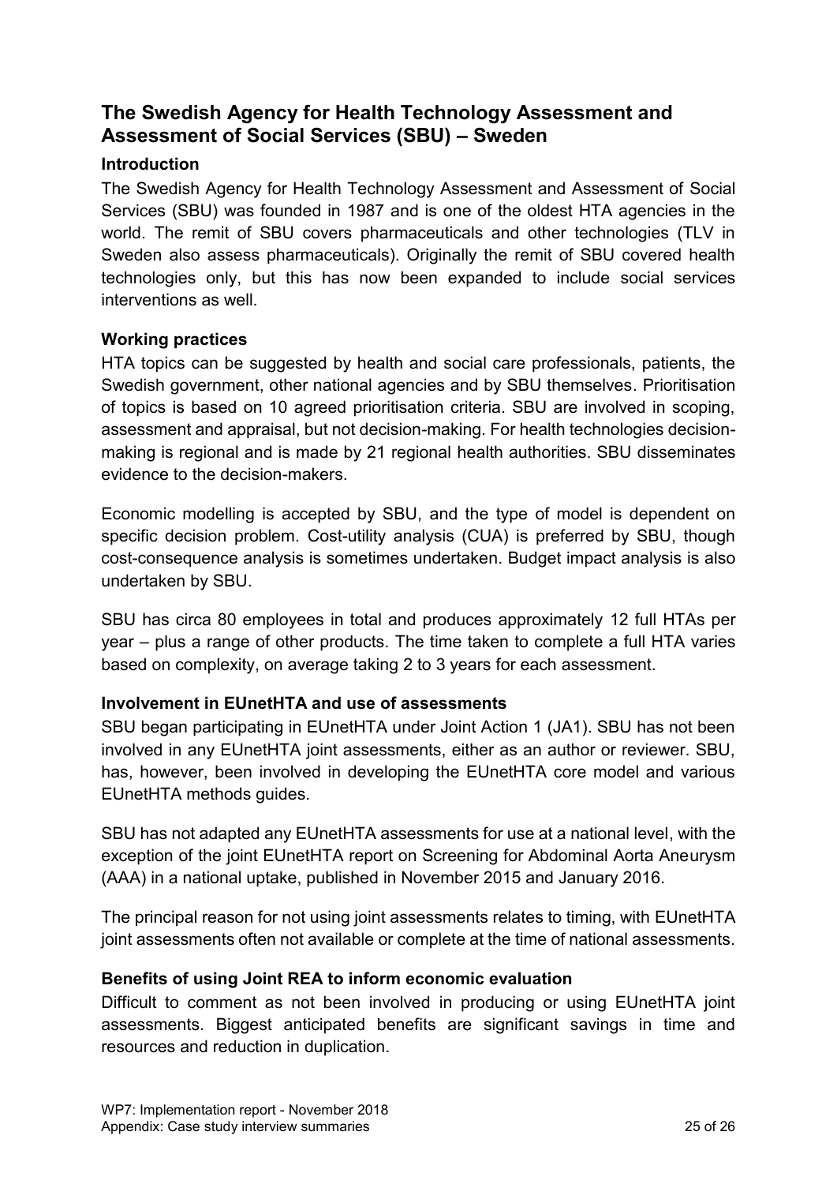## The Swedish Agency for Health Technology Assessment and Assessment of Social Services (SBU) – Sweden

### Introduction

The Swedish Agency for Health Technology Assessment and Assessment of Social Services (SBU) was founded in 1987 and is one of the oldest HTA agencies in the world. The remit of SBU covers pharmaceuticals and other technologies (TLV in Sweden also assess pharmaceuticals). Originally the remit of SBU covered health technologies only, but this has now been expanded to include social services interventions as well.

### Working practices

HTA topics can be suggested by health and social care professionals, patients, the Swedish government, other national agencies and by SBU themselves. Prioritisation of topics is based on 10 agreed prioritisation criteria. SBU are involved in scoping, assessment and appraisal, but not decision-making. For health technologies decision-making is regional and is made by 21 regional health authorities. SBU disseminates evidence to the decision-makers.

Economic modelling is accepted by SBU, and the type of model is dependent on specific decision problem. Cost-utility analysis (CUA) is preferred by SBU, though cost-consequence analysis is sometimes undertaken. Budget impact analysis is also undertaken by SBU.

SBU has circa 80 employees in total and produces approximately 12 full HTAs per year – plus a range of other products. The time taken to complete a full HTA varies based on complexity, on average taking 2 to 3 years for each assessment.

### Involvement in EUnetHTA and use of assessments

SBU began participating in EUnetHTA under Joint Action 1 (JA1). SBU has not been involved in any EUnetHTA joint assessments, either as an author or reviewer. SBU, has, however, been involved in developing the EUnetHTA core model and various EUnetHTA methods guides.

SBU has not adapted any EUnetHTA assessments for use at a national level, with the exception of the joint EUnetHTA report on Screening for Abdominal Aorta Aneurysm (AAA) in a national uptake, published in November 2015 and January 2016.

The principal reason for not using joint assessments relates to timing, with EUnetHTA joint assessments often not available or complete at the time of national assessments.

### Benefits of using Joint REA to inform economic evaluation

Difficult to comment as not been involved in producing or using EUnetHTA joint assessments. Biggest anticipated benefits are significant savings in time and resources and reduction in duplication.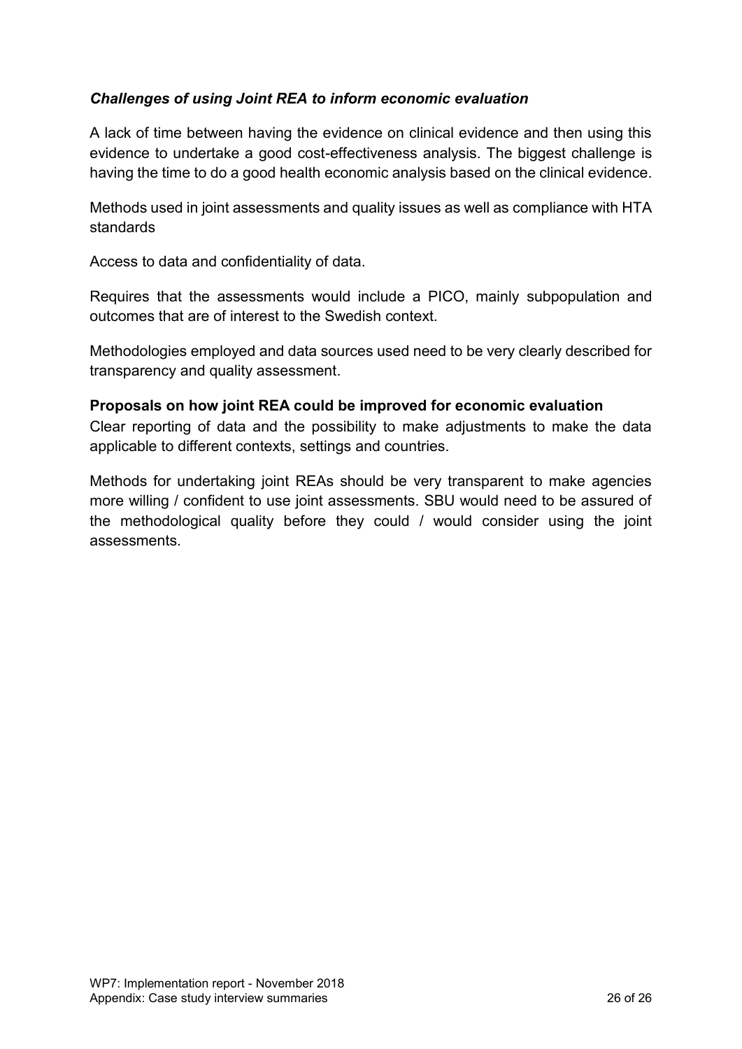*Challenges of using Joint REA to inform economic evaluation*

A lack of time between having the evidence on clinical evidence and then using this evidence to undertake a good cost-effectiveness analysis. The biggest challenge is having the time to do a good health economic analysis based on the clinical evidence.

Methods used in joint assessments and quality issues as well as compliance with HTA standards

Access to data and confidentiality of data.

Requires that the assessments would include a PICO, mainly subpopulation and outcomes that are of interest to the Swedish context.

Methodologies employed and data sources used need to be very clearly described for transparency and quality assessment.

**Proposals on how joint REA could be improved for economic evaluation**

Clear reporting of data and the possibility to make adjustments to make the data applicable to different contexts, settings and countries.

Methods for undertaking joint REAs should be very transparent to make agencies more willing / confident to use joint assessments. SBU would need to be assured of the methodological quality before they could / would consider using the joint assessments.